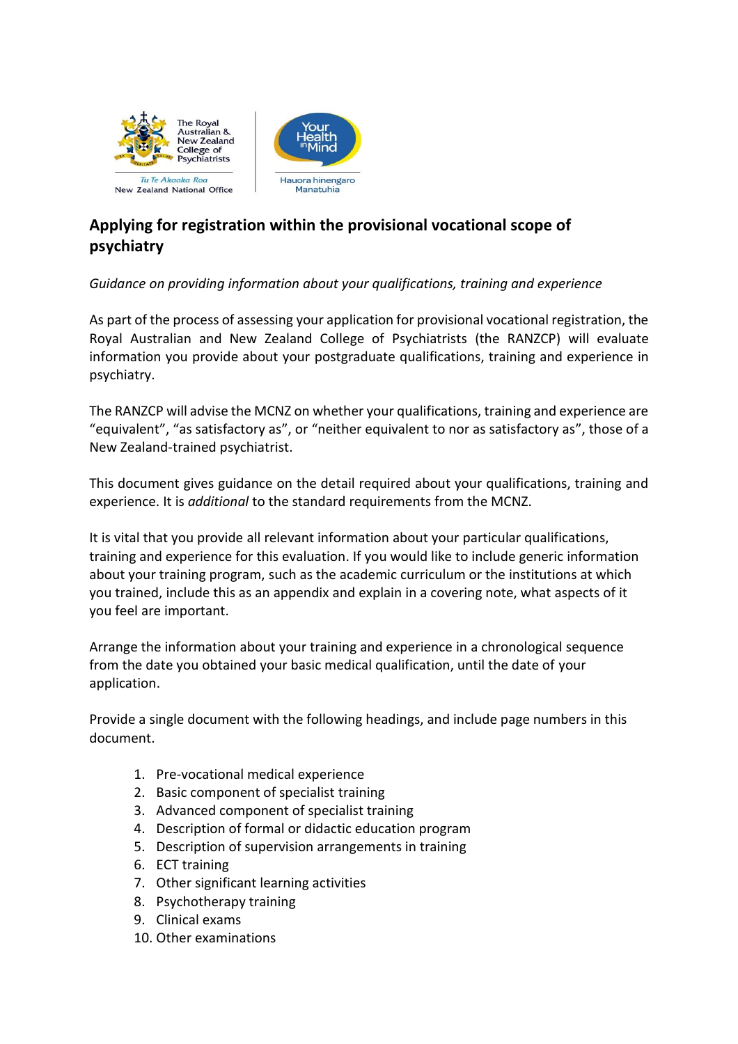The Royal Australian & New Zealand College of Psychiatrists

Tu Te Akaaka Roa

New Zealand National Office

Your Health in Mind

Hauora hinengaro Manatuhia

## Applying for registration within the provisional vocational scope of psychiatry

*Guidance on providing information about your qualifications, training and experience*

As part of the process of assessing your application for provisional vocational registration, the Royal Australian and New Zealand College of Psychiatrists (the RANZCP) will evaluate information you provide about your postgraduate qualifications, training and experience in psychiatry.

The RANZCP will advise the MCNZ on whether your qualifications, training and experience are "equivalent", "as satisfactory as", or "neither equivalent to nor as satisfactory as", those of a New Zealand-trained psychiatrist.

This document gives guidance on the detail required about your qualifications, training and experience. It is *additional* to the standard requirements from the MCNZ.

It is vital that you provide all relevant information about your particular qualifications, training and experience for this evaluation. If you would like to include generic information about your training program, such as the academic curriculum or the institutions at which you trained, include this as an appendix and explain in a covering note, what aspects of it you feel are important.

Arrange the information about your training and experience in a chronological sequence from the date you obtained your basic medical qualification, until the date of your application.

Provide a single document with the following headings, and include page numbers in this document.

1. Pre-vocational medical experience
2. Basic component of specialist training
3. Advanced component of specialist training
4. Description of formal or didactic education program
5. Description of supervision arrangements in training
6. ECT training
7. Other significant learning activities
8. Psychotherapy training
9. Clinical exams
10. Other examinations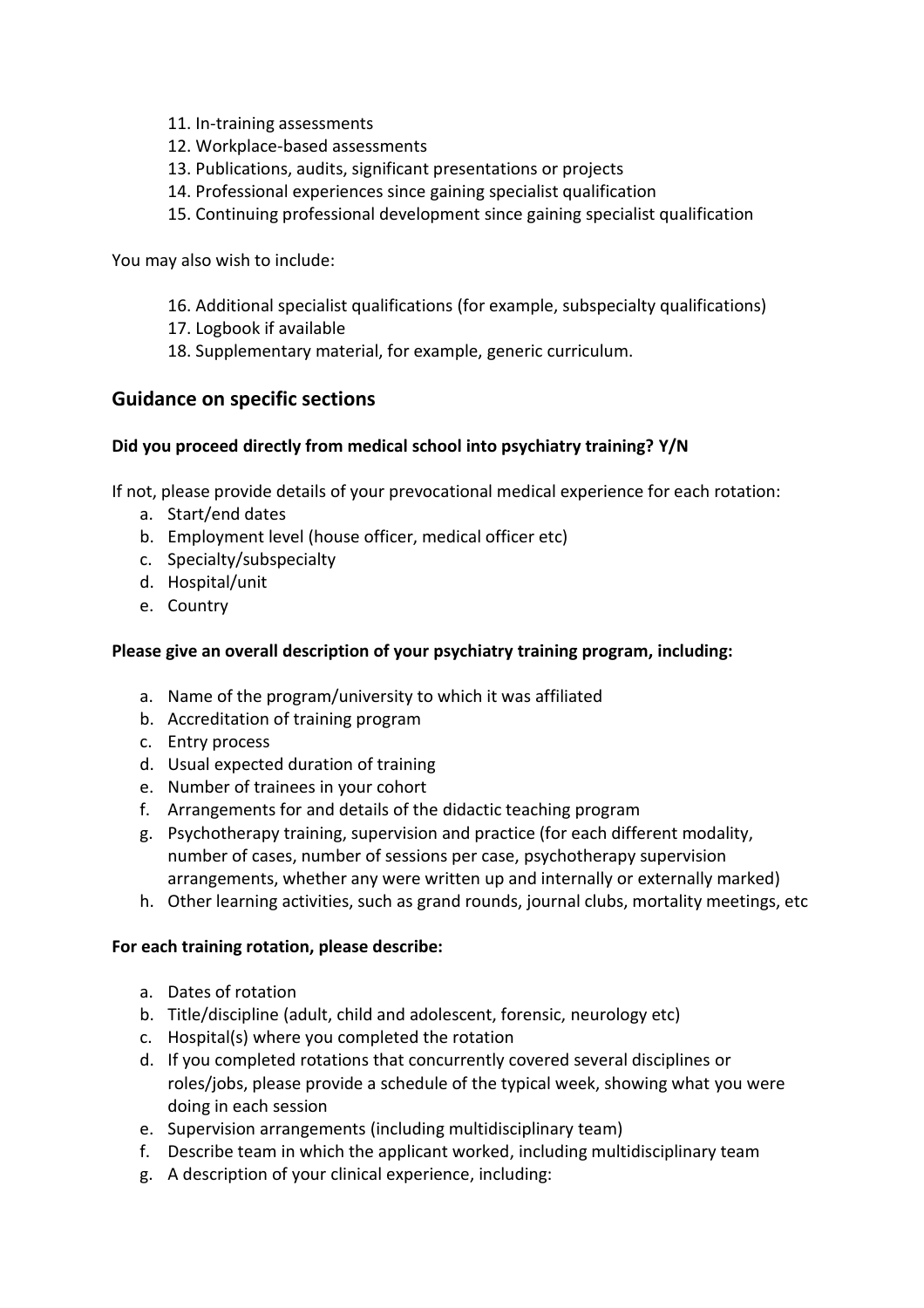11. In-training assessments
12. Workplace-based assessments
13. Publications, audits, significant presentations or projects
14. Professional experiences since gaining specialist qualification
15. Continuing professional development since gaining specialist qualification

You may also wish to include:

16. Additional specialist qualifications (for example, subspecialty qualifications)
17. Logbook if available
18. Supplementary material, for example, generic curriculum.

## Guidance on specific sections

**Did you proceed directly from medical school into psychiatry training? Y/N**

If not, please provide details of your prevocational medical experience for each rotation:

a. Start/end dates
b. Employment level (house officer, medical officer etc)
c. Specialty/subspecialty
d. Hospital/unit
e. Country

**Please give an overall description of your psychiatry training program, including:**

a. Name of the program/university to which it was affiliated
b. Accreditation of training program
c. Entry process
d. Usual expected duration of training
e. Number of trainees in your cohort
f. Arrangements for and details of the didactic teaching program
g. Psychotherapy training, supervision and practice (for each different modality, number of cases, number of sessions per case, psychotherapy supervision arrangements, whether any were written up and internally or externally marked)
h. Other learning activities, such as grand rounds, journal clubs, mortality meetings, etc

**For each training rotation, please describe:**

a. Dates of rotation
b. Title/discipline (adult, child and adolescent, forensic, neurology etc)
c. Hospital(s) where you completed the rotation
d. If you completed rotations that concurrently covered several disciplines or roles/jobs, please provide a schedule of the typical week, showing what you were doing in each session
e. Supervision arrangements (including multidisciplinary team)
f. Describe team in which the applicant worked, including multidisciplinary team
g. A description of your clinical experience, including: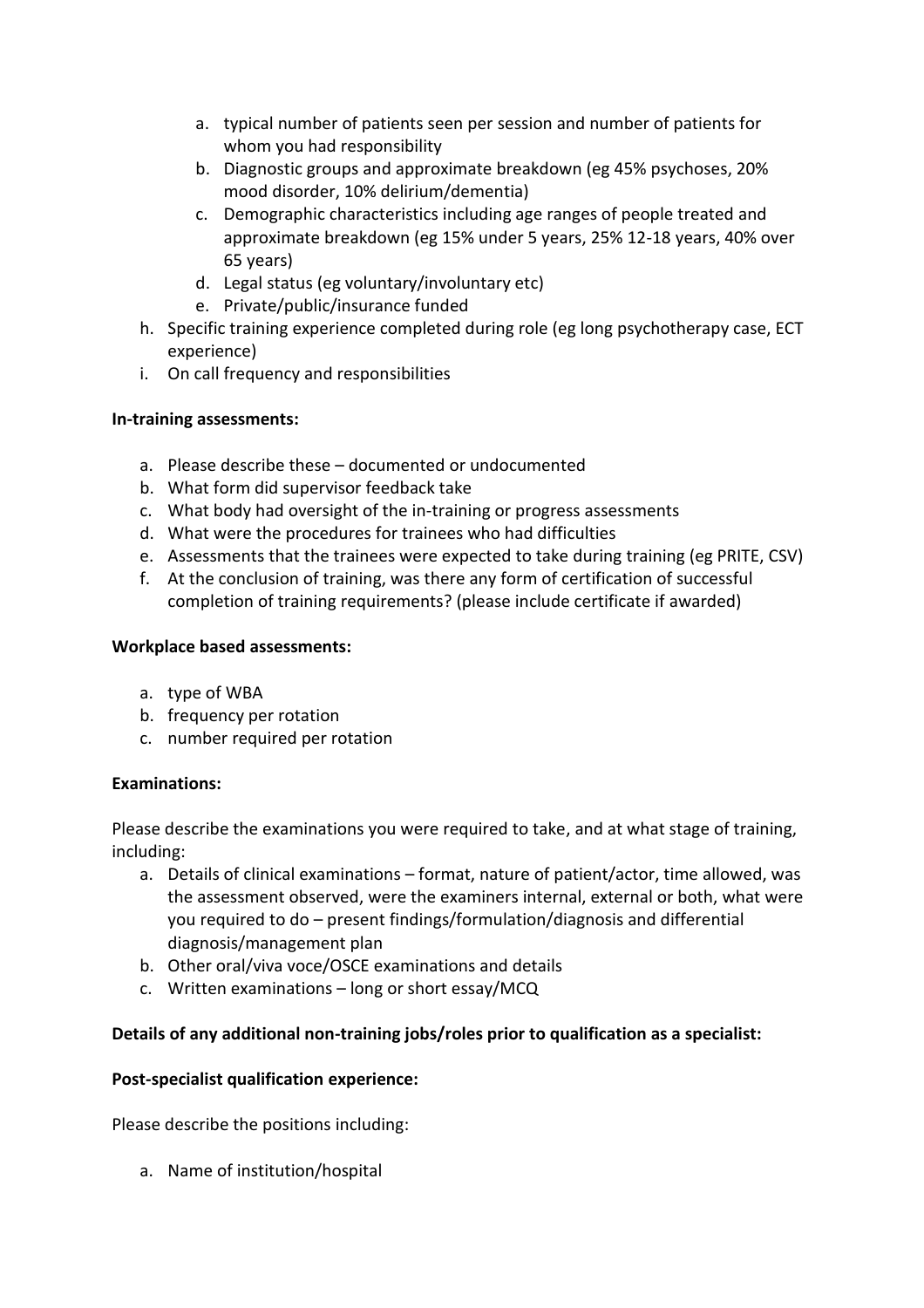a. typical number of patients seen per session and number of patients for whom you had responsibility
   b. Diagnostic groups and approximate breakdown (eg 45% psychoses, 20% mood disorder, 10% delirium/dementia)
   c. Demographic characteristics including age ranges of people treated and approximate breakdown (eg 15% under 5 years, 25% 12-18 years, 40% over 65 years)
   d. Legal status (eg voluntary/involuntary etc)
   e. Private/public/insurance funded

h. Specific training experience completed during role (eg long psychotherapy case, ECT experience)
i. On call frequency and responsibilities

**In-training assessments:**

a. Please describe these – documented or undocumented
b. What form did supervisor feedback take
c. What body had oversight of the in-training or progress assessments
d. What were the procedures for trainees who had difficulties
e. Assessments that the trainees were expected to take during training (eg PRITE, CSV)
f. At the conclusion of training, was there any form of certification of successful completion of training requirements? (please include certificate if awarded)

**Workplace based assessments:**

a. type of WBA
b. frequency per rotation
c. number required per rotation

**Examinations:**

Please describe the examinations you were required to take, and at what stage of training, including:

a. Details of clinical examinations – format, nature of patient/actor, time allowed, was the assessment observed, were the examiners internal, external or both, what were you required to do – present findings/formulation/diagnosis and differential diagnosis/management plan
b. Other oral/viva voce/OSCE examinations and details
c. Written examinations – long or short essay/MCQ

**Details of any additional non-training jobs/roles prior to qualification as a specialist:**

**Post-specialist qualification experience:**

Please describe the positions including:

a. Name of institution/hospital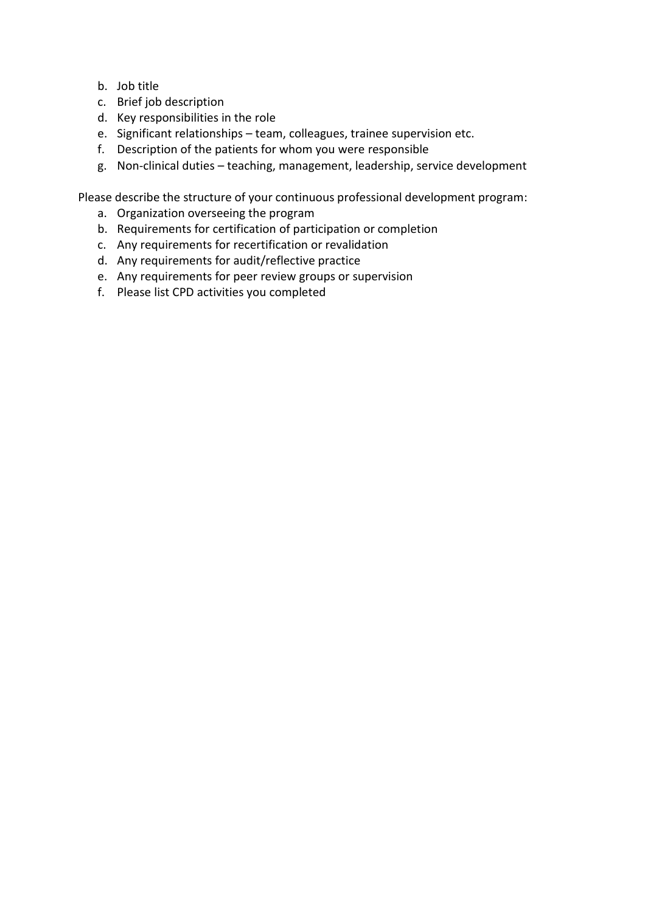b. Job title
c. Brief job description
d. Key responsibilities in the role
e. Significant relationships – team, colleagues, trainee supervision etc.
f. Description of the patients for whom you were responsible
g. Non-clinical duties – teaching, management, leadership, service development

Please describe the structure of your continuous professional development program:

a. Organization overseeing the program
b. Requirements for certification of participation or completion
c. Any requirements for recertification or revalidation
d. Any requirements for audit/reflective practice
e. Any requirements for peer review groups or supervision
f. Please list CPD activities you completed